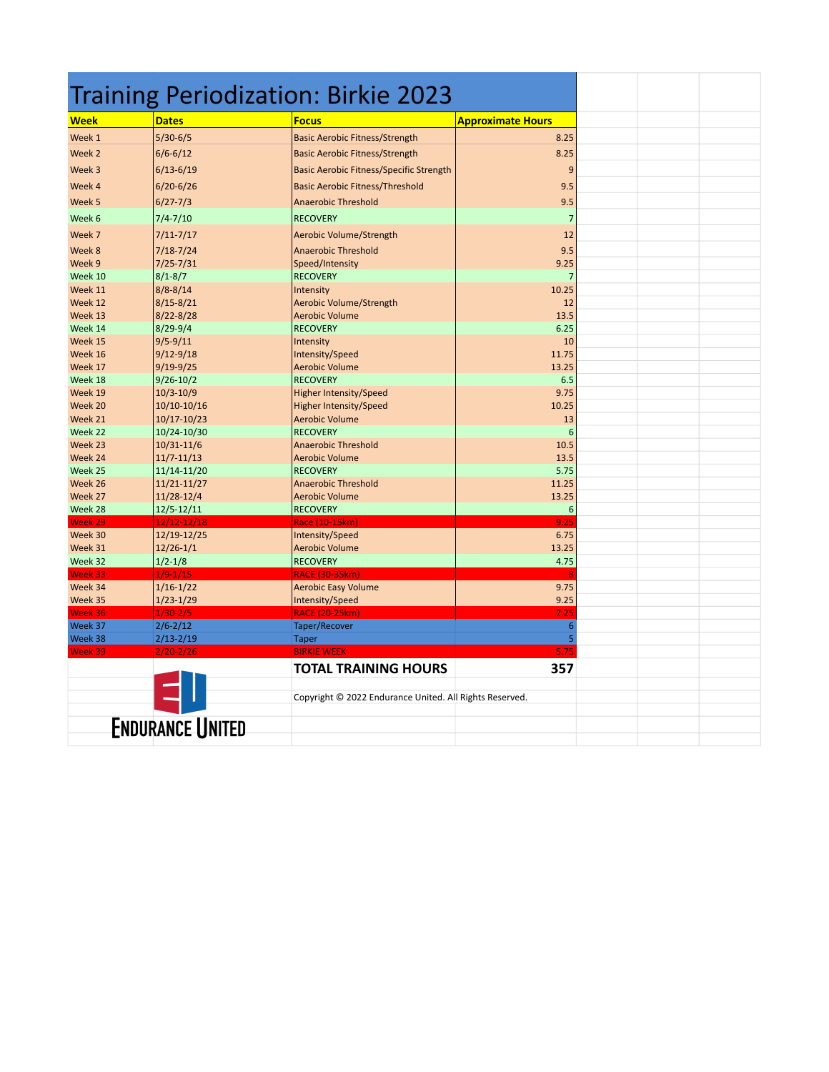# Training Periodization: Birkie 2023

| Week | Dates | Focus | Approximate Hours |
|---|---|---|---|
| Week 1 | 5/30-6/5 | Basic Aerobic Fitness/Strength | 8.25 |
| Week 2 | 6/6-6/12 | Basic Aerobic Fitness/Strength | 8.25 |
| Week 3 | 6/13-6/19 | Basic Aerobic Fitness/Specific Strength | 9 |
| Week 4 | 6/20-6/26 | Basic Aerobic Fitness/Threshold | 9.5 |
| Week 5 | 6/27-7/3 | Anaerobic Threshold | 9.5 |
| Week 6 | 7/4-7/10 | RECOVERY | 7 |
| Week 7 | 7/11-7/17 | Aerobic Volume/Strength | 12 |
| Week 8 | 7/18-7/24 | Anaerobic Threshold | 9.5 |
| Week 9 | 7/25-7/31 | Speed/Intensity | 9.25 |
| Week 10 | 8/1-8/7 | RECOVERY | 7 |
| Week 11 | 8/8-8/14 | Intensity | 10.25 |
| Week 12 | 8/15-8/21 | Aerobic Volume/Strength | 12 |
| Week 13 | 8/22-8/28 | Aerobic Volume | 13.5 |
| Week 14 | 8/29-9/4 | RECOVERY | 6.25 |
| Week 15 | 9/5-9/11 | Intensity | 10 |
| Week 16 | 9/12-9/18 | Intensity/Speed | 11.75 |
| Week 17 | 9/19-9/25 | Aerobic Volume | 13.25 |
| Week 18 | 9/26-10/2 | RECOVERY | 6.5 |
| Week 19 | 10/3-10/9 | Higher Intensity/Speed | 9.75 |
| Week 20 | 10/10-10/16 | Higher Intensity/Speed | 10.25 |
| Week 21 | 10/17-10/23 | Aerobic Volume | 13 |
| Week 22 | 10/24-10/30 | RECOVERY | 6 |
| Week 23 | 10/31-11/6 | Anaerobic Threshold | 10.5 |
| Week 24 | 11/7-11/13 | Aerobic Volume | 13.5 |
| Week 25 | 11/14-11/20 | RECOVERY | 5.75 |
| Week 26 | 11/21-11/27 | Anaerobic Threshold | 11.25 |
| Week 27 | 11/28-12/4 | Aerobic Volume | 13.25 |
| Week 28 | 12/5-12/11 | RECOVERY | 6 |
| Week 29 | 12/12-12/18 | Race (10-15km) | 9.25 |
| Week 30 | 12/19-12/25 | Intensity/Speed | 6.75 |
| Week 31 | 12/26-1/1 | Aerobic Volume | 13.25 |
| Week 32 | 1/2-1/8 | RECOVERY | 4.75 |
| Week 33 | 1/9-1/15 | RACE (30-35km) | 8 |
| Week 34 | 1/16-1/22 | Aerobic Easy Volume | 9.75 |
| Week 35 | 1/23-1/29 | Intensity/Speed | 9.25 |
| Week 36 | 1/30-2/5 | RACE (20-25km) | 7.25 |
| Week 37 | 2/6-2/12 | Taper/Recover | 6 |
| Week 38 | 2/13-2/19 | Taper | 5 |
| Week 39 | 2/20-2/26 | BIRKIE WEEK | 5.75 |
| | | **TOTAL TRAINING HOURS** | **357** |

ENDURANCE UNITED

Copyright © 2022 Endurance United. All Rights Reserved.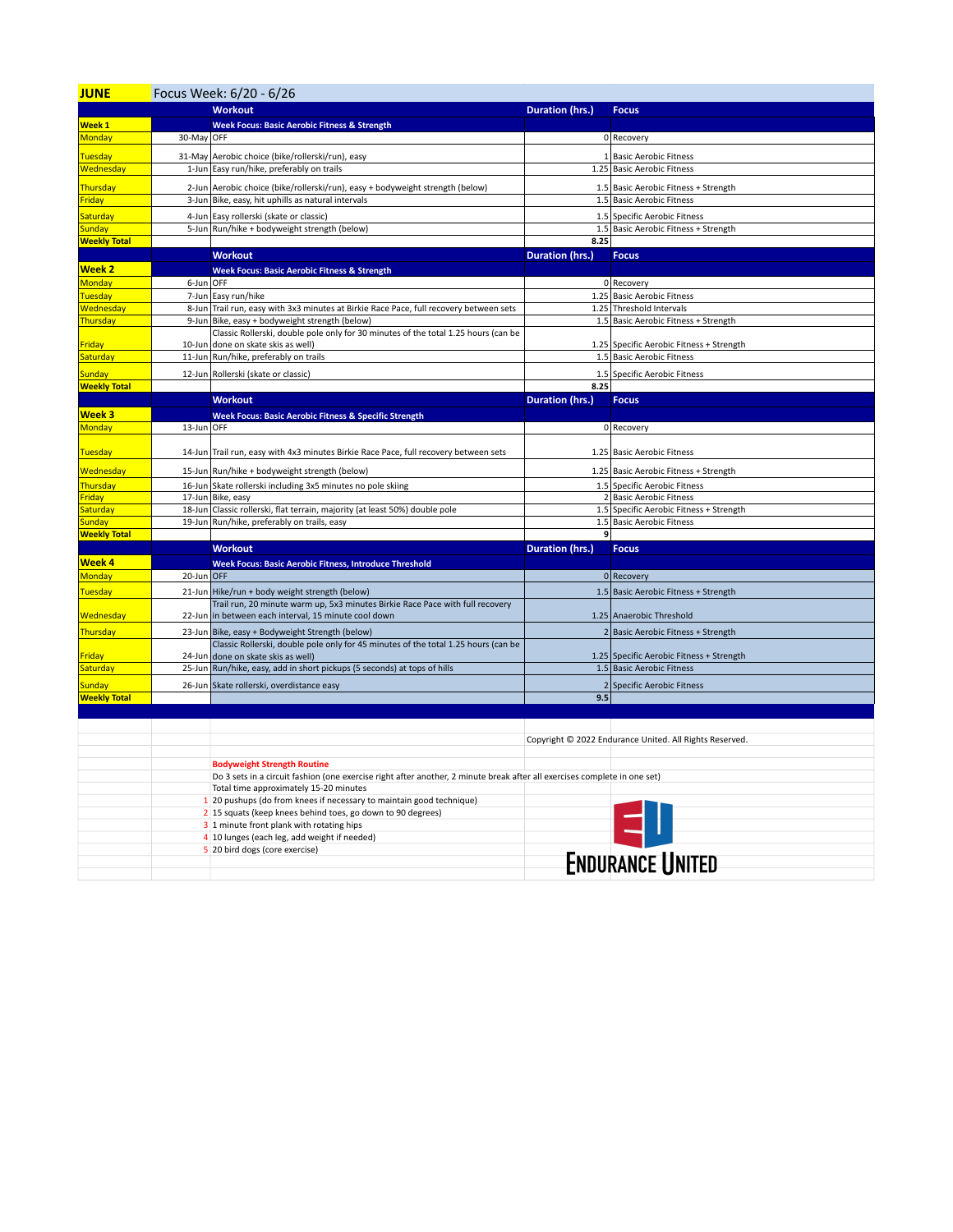## JUNE

Focus Week: 6/20 - 6/26

| | | Workout | Duration (hrs.) | Focus |
|---|---|---|---|---|
| **Week 1** | | **Week Focus: Basic Aerobic Fitness & Strength** | | |
| Monday | 30-May | OFF | 0 | Recovery |
| Tuesday | 31-May | Aerobic choice (bike/rollerski/run), easy | 1 | Basic Aerobic Fitness |
| Wednesday | 1-Jun | Easy run/hike, preferably on trails | 1.25 | Basic Aerobic Fitness |
| Thursday | 2-Jun | Aerobic choice (bike/rollerski/run), easy + bodyweight strength (below) | 1.5 | Basic Aerobic Fitness + Strength |
| Friday | 3-Jun | Bike, easy, hit uphills as natural intervals | 1.5 | Basic Aerobic Fitness |
| Saturday | 4-Jun | Easy rollerski (skate or classic) | 1.5 | Specific Aerobic Fitness |
| Sunday | 5-Jun | Run/hike + bodyweight strength (below) | 1.5 | Basic Aerobic Fitness + Strength |
| **Weekly Total** | | | **8.25** | |
| | | **Workout** | **Duration (hrs.)** | **Focus** |
| **Week 2** | | **Week Focus: Basic Aerobic Fitness & Strength** | | |
| Monday | 6-Jun | OFF | 0 | Recovery |
| Tuesday | 7-Jun | Easy run/hike | 1.25 | Basic Aerobic Fitness |
| Wednesday | 8-Jun | Trail run, easy with 3x3 minutes at Birkie Race Pace, full recovery between sets | 1.25 | Threshold Intervals |
| Thursday | 9-Jun | Bike, easy + bodyweight strength (below) | 1.5 | Basic Aerobic Fitness + Strength |
| Friday | 10-Jun | Classic Rollerski, double pole only for 30 minutes of the total 1.25 hours (can be done on skate skis as well) | 1.25 | Specific Aerobic Fitness + Strength |
| Saturday | 11-Jun | Run/hike, preferably on trails | 1.5 | Basic Aerobic Fitness |
| Sunday | 12-Jun | Rollerski (skate or classic) | 1.5 | Specific Aerobic Fitness |
| **Weekly Total** | | | **8.25** | |
| | | **Workout** | **Duration (hrs.)** | **Focus** |
| **Week 3** | | **Week Focus: Basic Aerobic Fitness & Specific Strength** | | |
| Monday | 13-Jun | OFF | 0 | Recovery |
| Tuesday | 14-Jun | Trail run, easy with 4x3 minutes Birkie Race Pace, full recovery between sets | 1.25 | Basic Aerobic Fitness |
| Wednesday | 15-Jun | Run/hike + bodyweight strength (below) | 1.25 | Basic Aerobic Fitness + Strength |
| Thursday | 16-Jun | Skate rollerski including 3x5 minutes no pole skiing | 1.5 | Specific Aerobic Fitness |
| Friday | 17-Jun | Bike, easy | 2 | Basic Aerobic Fitness |
| Saturday | 18-Jun | Classic rollerski, flat terrain, majority (at least 50%) double pole | 1.5 | Specific Aerobic Fitness + Strength |
| Sunday | 19-Jun | Run/hike, preferably on trails, easy | 1.5 | Basic Aerobic Fitness |
| **Weekly Total** | | | **9** | |
| | | **Workout** | **Duration (hrs.)** | **Focus** |
| **Week 4** | | **Week Focus: Basic Aerobic Fitness, Introduce Threshold** | | |
| Monday | 20-Jun | OFF | 0 | Recovery |
| Tuesday | 21-Jun | Hike/run + body weight strength (below) | 1.5 | Basic Aerobic Fitness + Strength |
| Wednesday | 22-Jun | Trail run, 20 minute warm up, 5x3 minutes Birkie Race Pace with full recovery in between each interval, 15 minute cool down | 1.25 | Anaerobic Threshold |
| Thursday | 23-Jun | Bike, easy + Bodyweight Strength (below) | 2 | Basic Aerobic Fitness + Strength |
| Friday | 24-Jun | Classic Rollerski, double pole only for 45 minutes of the total 1.25 hours (can be done on skate skis as well) | 1.25 | Specific Aerobic Fitness + Strength |
| Saturday | 25-Jun | Run/hike, easy, add in short pickups (5 seconds) at tops of hills | 1.5 | Basic Aerobic Fitness |
| Sunday | 26-Jun | Skate rollerski, overdistance easy | 2 | Specific Aerobic Fitness |
| **Weekly Total** | | | **9.5** | |

Copyright © 2022 Endurance United. All Rights Reserved.

**Bodyweight Strength Routine**

Do 3 sets in a circuit fashion (one exercise right after another, 2 minute break after all exercises complete in one set)

Total time approximately 15-20 minutes

1. 20 pushups (do from knees if necessary to maintain good technique)
2. 15 squats (keep knees behind toes, go down to 90 degrees)
3. 1 minute front plank with rotating hips
4. 10 lunges (each leg, add weight if needed)
5. 20 bird dogs (core exercise)

ENDURANCE UNITED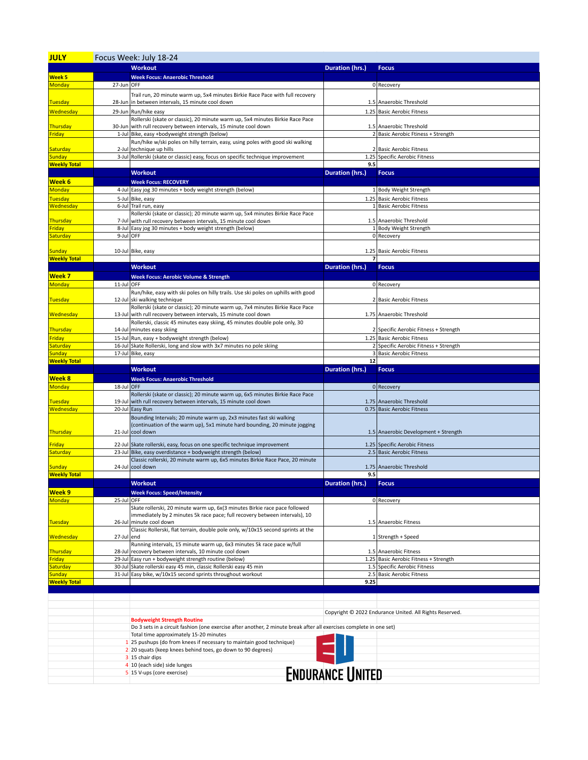# JULY

Focus Week: July 18-24

| | | Workout | Duration (hrs.) | Focus |
|---|---|---|---|---|
| **Week 5** | | **Week Focus: Anaerobic Threshold** | | |
| Monday | 27-Jun | OFF | 0 | Recovery |
| Tuesday | 28-Jun | Trail run, 20 minute warm up, 5x4 minutes Birkie Race Pace with full recovery in between intervals, 15 minute cool down | 1.5 | Anaerobic Threshold |
| Wednesday | 29-Jun | Run/hike easy | 1.25 | Basic Aerobic Fitness |
| Thursday | 30-Jun | Rollerski (skate or classic), 20 minute warm up, 5x4 minutes Birkie Race Pace with rull recovery between intervals, 15 minute cool down | 1.5 | Anaerobic Threshold |
| Friday | 1-Jul | Bike, easy +bodyweight strength (below) | 2 | Basic Aerobic Ftiness + Strength |
| Saturday | 2-Jul | Run/hike w/ski poles on hilly terrain, easy, using poles with good ski walking technique up hills | 2 | Basic Aerobic Fitness |
| Sunday | 3-Jul | Rollerski (skate or classic) easy, focus on specific technique improvement | 1.25 | Specific Aerobic Fitness |
| **Weekly Total** | | | **9.5** | |
| **Week 6** | | **Workout** / **Week Focus: RECOVERY** | **Duration (hrs.)** | **Focus** |
| Monday | 4-Jul | Easy jog 30 minutes + body weight strength (below) | 1 | Body Weight Strength |
| Tuesday | 5-Jul | Bike, easy | 1.25 | Basic Aerobic Fitness |
| Wednesday | 6-Jul | Trail run, easy | 1 | Basic Aerobic Fitness |
| Thursday | 7-Jul | Rollerski (skate or classic); 20 minute warm up, 5x4 minutes Birkie Race Pace with rull recovery between intervals, 15 minute cool down | 1.5 | Anaerobic Threshold |
| Friday | 8-Jul | Easy jog 30 minutes + body weight strength (below) | 1 | Body Weight Strength |
| Saturday | 9-Jul | OFF | 0 | Recovery |
| Sunday | 10-Jul | Bike, easy | 1.25 | Basic Aerobic Fitness |
| **Weekly Total** | | | **7** | |
| **Week 7** | | **Workout** / **Week Focus: Aerobic Volume & Strength** | **Duration (hrs.)** | **Focus** |
| Monday | 11-Jul | OFF | 0 | Recovery |
| Tuesday | 12-Jul | Run/hike, easy with ski poles on hilly trails. Use ski poles on uphills with good ski walking technique | 2 | Basic Aerobic Fitness |
| Wednesday | 13-Jul | Rollerski (skate or classic); 20 minute warm up, 7x4 minutes Birkie Race Pace with rull recovery between intervals, 15 minute cool down | 1.75 | Anaerobic Threshold |
| Thursday | 14-Jul | Rollerski, classic 45 minutes easy skiing, 45 minutes double pole only, 30 minutes easy skiing | 2 | Specific Aerobic Fitness + Strength |
| Friday | 15-Jul | Run, easy + bodyweight strength (below) | 1.25 | Basic Aerobic Fitness |
| Saturday | 16-Jul | Skate Rollerski, long and slow with 3x7 minutes no pole skiing | 2 | Specific Aerobic Fitness + Strength |
| Sunday | 17-Jul | Bike, easy | 3 | Basic Aerobic Fitness |
| **Weekly Total** | | | **12** | |
| **Week 8** | | **Workout** / **Week Focus: Anaerobic Threshold** | **Duration (hrs.)** | **Focus** |
| Monday | 18-Jul | OFF | 0 | Recovery |
| Tuesday | 19-Jul | Rollerski (skate or classic); 20 minute warm up, 6x5 minutes Birkie Race Pace with rull recovery between intervals, 15 minute cool down | 1.75 | Anaerobic Threshold |
| Wednesday | 20-Jul | Easy Run | 0.75 | Basic Aerobic Fitness |
| Thursday | 21-Jul | Bounding Intervals; 20 minute warm up, 2x3 minutes fast ski walking (continuation of the warm up), 5x1 minute hard bounding, 20 minute jogging cool down | 1.5 | Anaerobic Development + Strength |
| Friday | 22-Jul | Skate rollerski, easy, focus on one specific technique improvement | 1.25 | Specific Aerobic Fitness |
| Saturday | 23-Jul | Bike, easy overdistance + bodyweight strength (below) | 2.5 | Basic Aerobic Fitness |
| Sunday | 24-Jul | Classic rollerski, 20 minute warm up, 6x5 minutes Birkie Race Pace, 20 minute cool down | 1.75 | Anaerobic Threshold |
| **Weekly Total** | | | **9.5** | |
| **Week 9** | | **Workout** / **Week Focus: Speed/Intensity** | **Duration (hrs.)** | **Focus** |
| Monday | 25-Jul | OFF | 0 | Recovery |
| Tuesday | 26-Jul | Skate rollerski, 20 minute warm up, 6x(3 minutes Birkie race pace followed immediately by 2 minutes 5k race pace; full recovery between intervals), 10 minute cool down | 1.5 | Anaerobic Fitness |
| Wednesday | 27-Jul | Classic Rollerski, flat terrain, double pole only, w/10x15 second sprints at the end | 1 | Strength + Speed |
| Thursday | 28-Jul | Running intervals, 15 minute warm up, 6x3 minutes 5k race pace w/full recovery between intervals, 10 minute cool down | 1.5 | Anaerobic Fitness |
| Friday | 29-Jul | Easy run + bodyweight strength routine (below) | 1.25 | Basic Aerobic Fitness + Strength |
| Saturday | 30-Jul | Skate rollerski easy 45 min, classic Rollerski easy 45 min | 1.5 | Specific Aerobic Fitness |
| Sunday | 31-Jul | Easy bike, w/10x15 second sprints throughout workout | 2.5 | Basic Aerobic Fitness |
| **Weekly Total** | | | **9.25** | |

Copyright © 2022 Endurance United. All Rights Reserved.

**Bodyweight Strength Routine**

Do 3 sets in a circuit fashion (one exercise after another, 2 minute break after all exercises complete in one set)

Total time approximately 15-20 minutes

1. 25 pushups (do from knees if necessary to maintain good technique)
2. 20 squats (keep knees behind toes, go down to 90 degrees)
3. 15 chair dips
4. 10 (each side) side lunges
5. 15 V-ups (core exercise)

ENDURANCE UNITED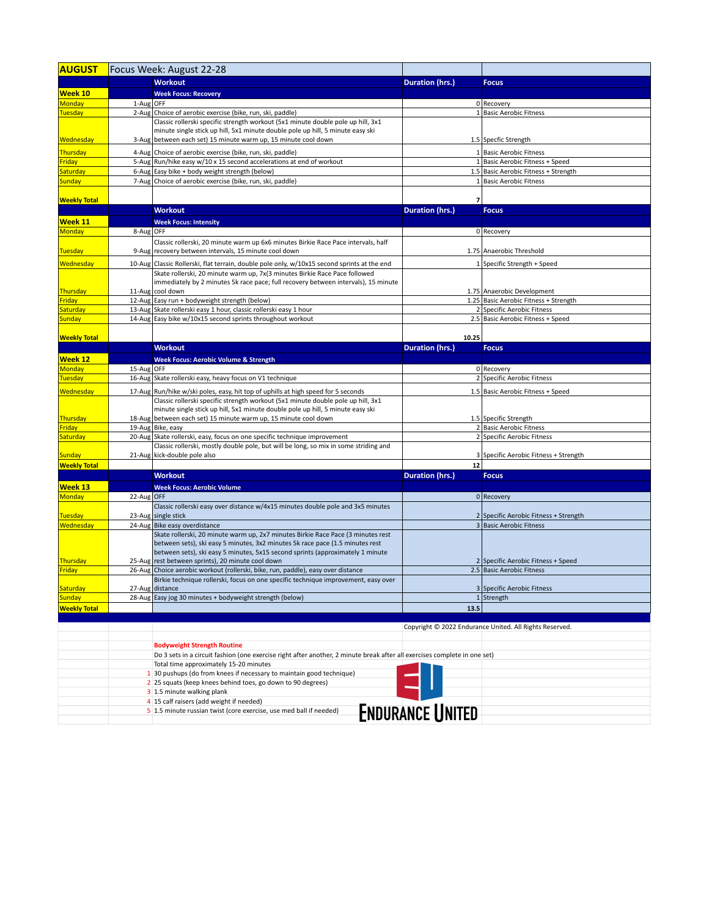| AUGUST | Focus Week: August 22-28 | | | |
|---|---|---|---|---|
| | | **Workout** | **Duration (hrs.)** | **Focus** |
| **Week 10** | | **Week Focus: Recovery** | | |
| Monday | 1-Aug | OFF | 0 | Recovery |
| Tuesday | 2-Aug | Choice of aerobic exercise (bike, run, ski, paddle) | 1 | Basic Aerobic Fitness |
| Wednesday | 3-Aug | Classic rollerski specific strength workout (5x1 minute double pole up hill, 3x1 minute single stick up hill, 5x1 minute double pole up hill, 5 minute easy ski between each set) 15 minute warm up, 15 minute cool down | 1.5 | Specfic Strength |
| Thursday | 4-Aug | Choice of aerobic exercise (bike, run, ski, paddle) | 1 | Basic Aerobic Fitness |
| Friday | 5-Aug | Run/hike easy w/10 x 15 second accelerations at end of workout | 1 | Basic Aerobic Fitness + Speed |
| Saturday | 6-Aug | Easy bike + body weight strength (below) | 1.5 | Basic Aerobic Fitness + Strength |
| Sunday | 7-Aug | Choice of aerobic exercise (bike, run, ski, paddle) | 1 | Basic Aerobic Fitness |
| **Weekly Total** | | | 7 | |
| | | **Workout** | **Duration (hrs.)** | **Focus** |
| **Week 11** | | **Week Focus: Intensity** | | |
| Monday | 8-Aug | OFF | 0 | Recovery |
| Tuesday | 9-Aug | Classic rollerski, 20 minute warm up 6x6 minutes Birkie Race Pace intervals, half recovery between intervals, 15 minute cool down | 1.75 | Anaerobic Threshold |
| Wednesday | 10-Aug | Classic Rollerski, flat terrain, double pole only, w/10x15 second sprints at the end | 1 | Specific Strength + Speed |
| Thursday | 11-Aug | Skate rollerski, 20 minute warm up, 7x(3 minutes Birkie Race Pace followed immediately by 2 minutes 5k race pace; full recovery between intervals), 15 minute cool down | 1.75 | Anaerobic Development |
| Friday | 12-Aug | Easy run + bodyweight strength (below) | 1.25 | Basic Aerobic Fitness + Strength |
| Saturday | 13-Aug | Skate rollerski easy 1 hour, classic rollerski easy 1 hour | 2 | Specific Aerobic Fitness |
| Sunday | 14-Aug | Easy bike w/10x15 second sprints throughout workout | 2.5 | Basic Aerobic Fitness + Speed |
| **Weekly Total** | | | 10.25 | |
| | | **Workout** | **Duration (hrs.)** | **Focus** |
| **Week 12** | | **Week Focus: Aerobic Volume & Strength** | | |
| Monday | 15-Aug | OFF | 0 | Recovery |
| Tuesday | 16-Aug | Skate rollerski easy, heavy focus on V1 technique | 2 | Specific Aerobic Fitness |
| Wednesday | 17-Aug | Run/hike w/ski poles, easy, hit top of uphills at high speed for 5 seconds | 1.5 | Basic Aerobic Fitness + Speed |
| Thursday | 18-Aug | Classic rollerski specific strength workout (5x1 minute double pole up hill, 3x1 minute single stick up hill, 5x1 minute double pole up hill, 5 minute easy ski between each set) 15 minute warm up, 15 minute cool down | 1.5 | Specific Strength |
| Friday | 19-Aug | Bike, easy | 2 | Basic Aerobic Fitness |
| Saturday | 20-Aug | Skate rollerski, easy, focus on one specific technique improvement | 2 | Specific Aerobic Fitness |
| Sunday | 21-Aug | Classic rollerski, mostly double pole, but will be long, so mix in some striding and kick-double pole also | 3 | Specific Aerobic Fitness + Strength |
| **Weekly Total** | | | 12 | |
| | | **Workout** | **Duration (hrs.)** | **Focus** |
| **Week 13** | | **Week Focus: Aerobic Volume** | | |
| Monday | 22-Aug | OFF | 0 | Recovery |
| Tuesday | 23-Aug | Classic rollerski easy over distance w/4x15 minutes double pole and 3x5 minutes single stick | 2 | Specific Aerobic Fitness + Strength |
| Wednesday | 24-Aug | Bike easy overdistance | 3 | Basic Aerobic Fitness |
| Thursday | 25-Aug | Skate rollerski, 20 minute warm up, 2x7 minutes Birkie Race Pace (3 minutes rest between sets), ski easy 5 minutes, 3x2 minutes 5k race pace (1.5 minutes rest between sets), ski easy 5 minutes, 5x15 second sprints (approximately 1 minute rest between sprints), 20 minute cool down | 2 | Specific Aerobic Fitness + Speed |
| Friday | 26-Aug | Choice aerobic workout (rollerski, bike, run, paddle), easy over distance | 2.5 | Basic Aerobic Fitness |
| Saturday | 27-Aug | Birkie technique rollerski, focus on one specific technique improvement, easy over distance | 3 | Specific Aerobic Fitness |
| Sunday | 28-Aug | Easy jog 30 minutes + bodyweight strength (below) | 1 | Strength |
| **Weekly Total** | | | 13.5 | |

Copyright © 2022 Endurance United. All Rights Reserved.

**Bodyweight Strength Routine**

Do 3 sets in a circuit fashion (one exercise right after another, 2 minute break after all exercises complete in one set)

Total time approximately 15-20 minutes

1. 30 pushups (do from knees if necessary to maintain good technique)
2. 25 squats (keep knees behind toes, go down to 90 degrees)
3. 1.5 minute walking plank
4. 15 calf raisers (add weight if needed)
5. 1.5 minute russian twist (core exercise, use med ball if needed)

ENDURANCE UNITED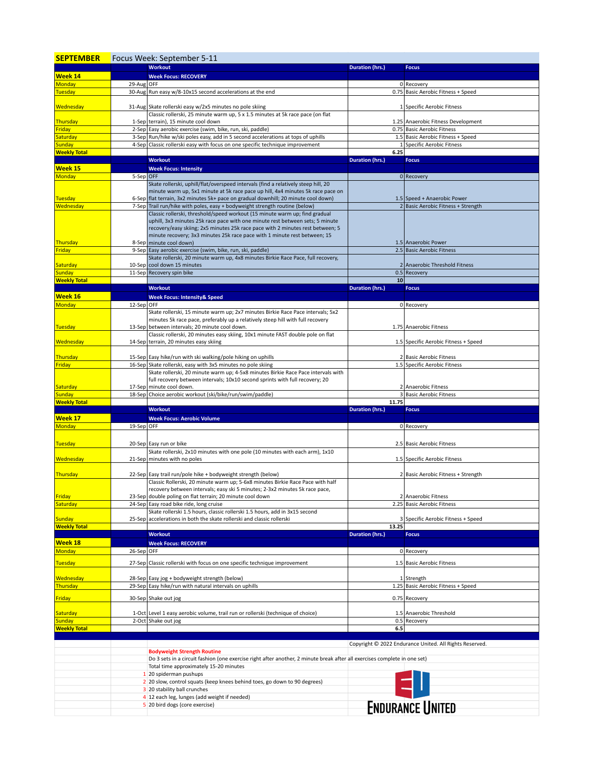# SEPTEMBER

Focus Week: September 5-11

| | | Workout | Duration (hrs.) | Focus |
|---|---|---|---|---|
| **Week 14** | | **Week Focus: RECOVERY** | | |
| Monday | 29-Aug | OFF | 0 | Recovery |
| Tuesday | 30-Aug | Run easy w/8-10x15 second accelerations at the end | 0.75 | Basic Aerobic Fitness + Speed |
| Wednesday | 31-Aug | Skate rollerski easy w/2x5 minutes no pole skiing | 1 | Specific Aerobic Fitness |
| Thursday | 1-Sep | Classic rollerski, 25 minute warm up, 5 x 1.5 minutes at 5k race pace (on flat terrain), 15 minute cool down | 1.25 | Anaerobic Fitness Development |
| Friday | 2-Sep | Easy aerobic exercise (swim, bike, run, ski, paddle) | 0.75 | Basic Aerobic Fitness |
| Saturday | 3-Sep | Run/hike w/ski poles easy, add in 5 second accelerations at tops of uphills | 1.5 | Basic Aerobic Fitness + Speed |
| Sunday | 4-Sep | Classic rollerski easy with focus on one specific technique improvement | 1 | Specific Aerobic Fitness |
| **Weekly Total** | | | **6.25** | |
| | | **Workout** | **Duration (hrs.)** | **Focus** |
| **Week 15** | | **Week Focus: Intensity** | | |
| Monday | 5-Sep | OFF | 0 | Recovery |
| Tuesday | 6-Sep | Skate rollerski, uphill/flat/overspeed intervals (find a relatively steep hill, 20 minute warm up, 5x1 minute at 5k race pace up hill, 4x4 minutes 5k race pace on flat terrain, 3x2 minutes 5k+ pace on gradual downhill; 20 minute cool down) | 1.5 | Speed + Anaerobic Power |
| Wednesday | 7-Sep | Trail run/hike with poles, easy + bodyweight strength routine (below) | 2 | Basic Aerobic Fitness + Strength |
| Thursday | 8-Sep | Classic rollerski, threshold/speed workout (15 minute warm up; find gradual uphill, 3x3 minutes 25k race pace with one minute rest between sets; 5 minute recovery/easy skiing; 2x5 minutes 25k race pace with 2 minutes rest between; 5 minute recovery; 3x3 minutes 25k race pace with 1 minute rest between; 15 minute cool down) | 1.5 | Anaerobic Power |
| Friday | 9-Sep | Easy aerobic exercise (swim, bike, run, ski, paddle) | 2.5 | Basic Aerobic Fitness |
| Saturday | 10-Sep | Skate rollerski, 20 minute warm up, 4x8 minutes Birkie Race Pace, full recovery, cool down 15 minutes | 2 | Anaerobic Threshold Fitness |
| Sunday | 11-Sep | Recovery spin bike | 0.5 | Recovery |
| **Weekly Total** | | | **10** | |
| | | **Workout** | **Duration (hrs.)** | **Focus** |
| **Week 16** | | **Week Focus: Intensity& Speed** | | |
| Monday | 12-Sep | OFF | 0 | Recovery |
| Tuesday | 13-Sep | Skate rollerski, 15 minute warm up; 2x7 minutes Birkie Race Pace intervals; 5x2 minutes 5k race pace, preferably up a relatively steep hill with full recovery between intervals; 20 minute cool down. | 1.75 | Anaerobic Fitness |
| Wednesday | 14-Sep | Classic rollerski, 20 minutes easy skiing, 10x1 minute FAST double pole on flat terrain, 20 minutes easy skiing | 1.5 | Specific Aerobic Fitness + Speed |
| Thursday | 15-Sep | Easy hike/run with ski walking/pole hiking on uphills | 2 | Basic Aerobic Fitness |
| Friday | 16-Sep | Skate rollerski, easy with 3x5 minutes no pole skiing | 1.5 | Specific Aerobic Fitness |
| Saturday | 17-Sep | Skate rollerski, 20 minute warm up; 4-5x8 minutes Birkie Race Pace intervals with full recovery between intervals; 10x10 second sprints with full recovery; 20 minute cool down. | 2 | Anaerobic Fitness |
| Sunday | 18-Sep | Choice aerobic workout (ski/bike/run/swim/paddle) | 3 | Basic Aerobic Fitness |
| **Weekly Total** | | | **11.75** | |
| | | **Workout** | **Duration (hrs.)** | **Focus** |
| **Week 17** | | **Week Focus: Aerobic Volume** | | |
| Monday | 19-Sep | OFF | 0 | Recovery |
| Tuesday | 20-Sep | Easy run or bike | 2.5 | Basic Aerobic Fitness |
| Wednesday | 21-Sep | Skate rollerski, 2x10 minutes with one pole (10 minutes with each arm), 1x10 minutes with no poles | 1.5 | Specific Aerobic Fitness |
| Thursday | 22-Sep | Easy trail run/pole hike + bodyweight strength (below) | 2 | Basic Aerobic Fitness + Strength |
| Friday | 23-Sep | Classic Rollerski, 20 minute warm up; 5-6x8 minutes Birkie Race Pace with half recovery between intervals; easy ski 5 minutes; 2-3x2 minutes 5k race pace, double poling on flat terrain; 20 minute cool down | 2 | Anaerobic Fitness |
| Saturday | 24-Sep | Easy road bike ride, long cruise | 2.25 | Basic Aerobic Fitness |
| Sunday | 25-Sep | Skate rollerski 1.5 hours, classic rollerski 1.5 hours, add in 3x15 second accelerations in both the skate rollerski and classic rollerski | 3 | Specific Aerobic Fitness + Speed |
| **Weekly Total** | | | **13.25** | |
| | | **Workout** | **Duration (hrs.)** | **Focus** |
| **Week 18** | | **Week Focus: RECOVERY** | | |
| Monday | 26-Sep | OFF | 0 | Recovery |
| Tuesday | 27-Sep | Classic rollerski with focus on one specific technique improvement | 1.5 | Basic Aerobic Fitness |
| Wednesday | 28-Sep | Easy jog + bodyweight strength (below) | 1 | Strength |
| Thursday | 29-Sep | Easy hike/run with natural intervals on uphills | 1.25 | Basic Aerobic Fitness + Speed |
| Friday | 30-Sep | Shake out jog | 0.75 | Recovery |
| Saturday | 1-Oct | Level 1 easy aerobic volume, trail run or rollerski (technique of choice) | 1.5 | Anaerobic Threshold |
| Sunday | 2-Oct | Shake out jog | 0.5 | Recovery |
| **Weekly Total** | | | **6.5** | |

Copyright © 2022 Endurance United. All Rights Reserved.

**Bodyweight Strength Routine**

Do 3 sets in a circuit fashion (one exercise right after another, 2 minute break after all exercises complete in one set)

Total time approximately 15-20 minutes

1. 20 spiderman pushups
2. 20 slow, control squats (keep knees behind toes, go down to 90 degrees)
3. 20 stability ball crunches
4. 12 each leg, lunges (add weight if needed)
5. 20 bird dogs (core exercise)

ENDURANCE UNITED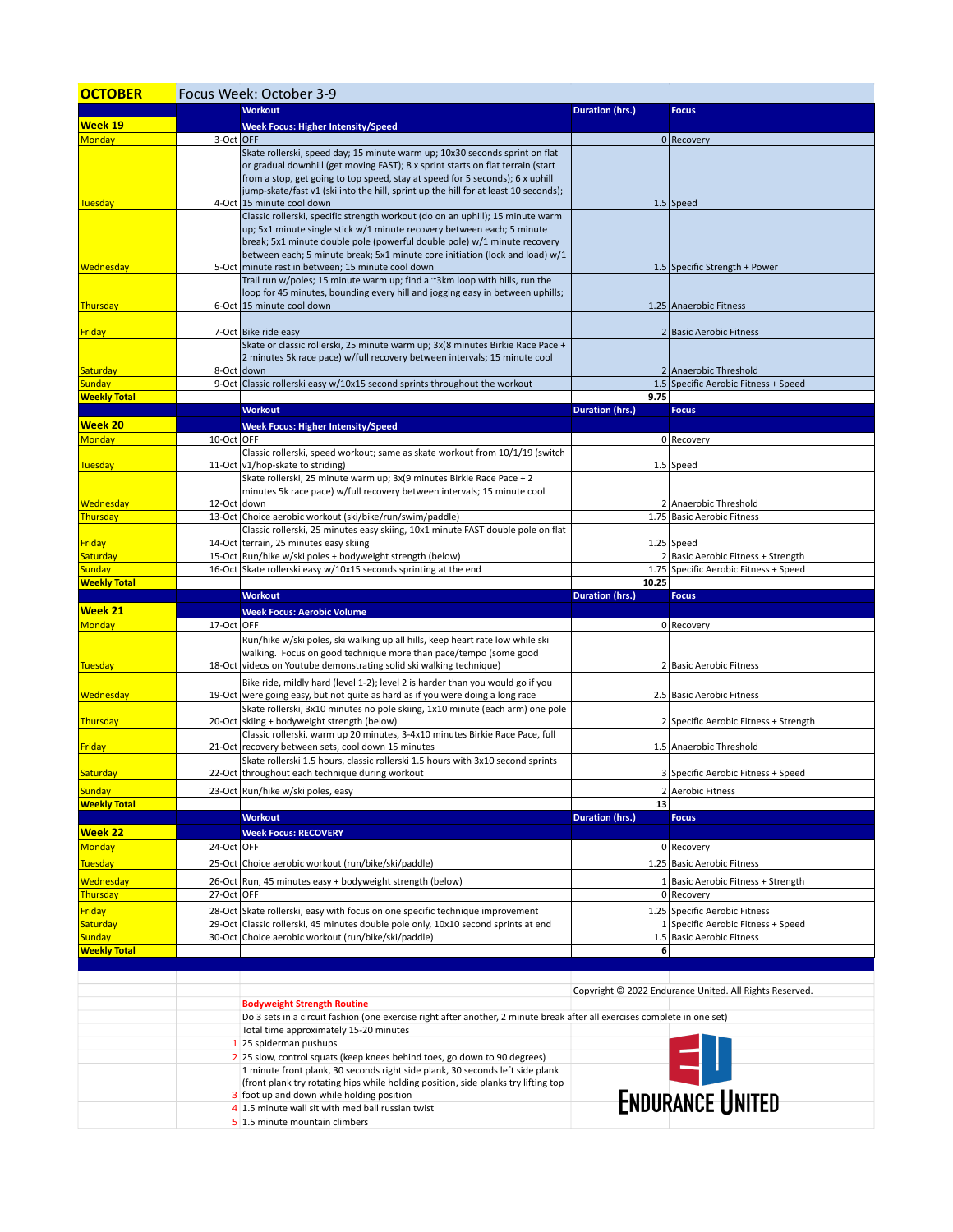# OCTOBER

Focus Week: October 3-9

| | | Workout | Duration (hrs.) | Focus |
|---|---|---|---|---|
| **Week 19** | | **Week Focus: Higher Intensity/Speed** | | |
| Monday | 3-Oct | OFF | 0 | Recovery |
| Tuesday | 4-Oct | Skate rollerski, speed day; 15 minute warm up; 10x30 seconds sprint on flat or gradual downhill (get moving FAST); 8 x sprint starts on flat terrain (start from a stop, get going to top speed, stay at speed for 5 seconds); 6 x uphill jump-skate/fast v1 (ski into the hill, sprint up the hill for at least 10 seconds); 15 minute cool down | 1.5 | Speed |
| Wednesday | 5-Oct | Classic rollerski, specific strength workout (do on an uphill); 15 minute warm up; 5x1 minute single stick w/1 minute recovery between each; 5 minute break; 5x1 minute double pole (powerful double pole) w/1 minute recovery between each; 5 minute break; 5x1 minute core initiation (lock and load) w/1 minute rest in between; 15 minute cool down | 1.5 | Specific Strength + Power |
| Thursday | 6-Oct | Trail run w/poles; 15 minute warm up; find a ~3km loop with hills, run the loop for 45 minutes, bounding every hill and jogging easy in between uphills; 15 minute cool down | 1.25 | Anaerobic Fitness |
| Friday | 7-Oct | Bike ride easy | 2 | Basic Aerobic Fitness |
| Saturday | 8-Oct | Skate or classic rollerski, 25 minute warm up; 3x(8 minutes Birkie Race Pace + 2 minutes 5k race pace) w/full recovery between intervals; 15 minute cool down | 2 | Anaerobic Threshold |
| Sunday | 9-Oct | Classic rollerski easy w/10x15 second sprints throughout the workout | 1.5 | Specific Aerobic Fitness + Speed |
| **Weekly Total** | | | **9.75** | |
| **Week 20** | | **Week Focus: Higher Intensity/Speed** | | |
| Monday | 10-Oct | OFF | 0 | Recovery |
| Tuesday | 11-Oct | Classic rollerski, speed workout; same as skate workout from 10/1/19 (switch v1/hop-skate to striding) | 1.5 | Speed |
| Wednesday | 12-Oct | Skate rollerski, 25 minute warm up; 3x(9 minutes Birkie Race Pace + 2 minutes 5k race pace) w/full recovery between intervals; 15 minute cool down | 2 | Anaerobic Threshold |
| Thursday | 13-Oct | Choice aerobic workout (ski/bike/run/swim/paddle) | 1.75 | Basic Aerobic Fitness |
| Friday | 14-Oct | Classic rollerski, 25 minutes easy skiing, 10x1 minute FAST double pole on flat terrain, 25 minutes easy skiing | 1.25 | Speed |
| Saturday | 15-Oct | Run/hike w/ski poles + bodyweight strength (below) | 2 | Basic Aerobic Fitness + Strength |
| Sunday | 16-Oct | Skate rollerski easy w/10x15 seconds sprinting at the end | 1.75 | Specific Aerobic Fitness + Speed |
| **Weekly Total** | | | **10.25** | |
| **Week 21** | | **Week Focus: Aerobic Volume** | | |
| Monday | 17-Oct | OFF | 0 | Recovery |
| Tuesday | 18-Oct | Run/hike w/ski poles, ski walking up all hills, keep heart rate low while ski walking. Focus on good technique more than pace/tempo (some good videos on Youtube demonstrating solid ski walking technique) | 2 | Basic Aerobic Fitness |
| Wednesday | 19-Oct | Bike ride, mildly hard (level 1-2); level 2 is harder than you would go if you were going easy, but not quite as hard as if you were doing a long race | 2.5 | Basic Aerobic Fitness |
| Thursday | 20-Oct | Skate rollerski, 3x10 minutes no pole skiing, 1x10 minute (each arm) one pole skiing + bodyweight strength (below) | 2 | Specific Aerobic Fitness + Strength |
| Friday | 21-Oct | Classic rollerski, warm up 20 minutes, 3-4x10 minutes Birkie Race Pace, full recovery between sets, cool down 15 minutes | 1.5 | Anaerobic Threshold |
| Saturday | 22-Oct | Skate rollerski 1.5 hours, classic rollerski 1.5 hours with 3x10 second sprints throughout each technique during workout | 3 | Specific Aerobic Fitness + Speed |
| Sunday | 23-Oct | Run/hike w/ski poles, easy | 2 | Aerobic Fitness |
| **Weekly Total** | | | **13** | |
| **Week 22** | | **Week Focus: RECOVERY** | | |
| Monday | 24-Oct | OFF | 0 | Recovery |
| Tuesday | 25-Oct | Choice aerobic workout (run/bike/ski/paddle) | 1.25 | Basic Aerobic Fitness |
| Wednesday | 26-Oct | Run, 45 minutes easy + bodyweight strength (below) | 1 | Basic Aerobic Fitness + Strength |
| Thursday | 27-Oct | OFF | 0 | Recovery |
| Friday | 28-Oct | Skate rollerski, easy with focus on one specific technique improvement | 1.25 | Specific Aerobic Fitness |
| Saturday | 29-Oct | Classic rollerski, 45 minutes double pole only, 10x10 second sprints at end | 1 | Specific Aerobic Fitness + Speed |
| Sunday | 30-Oct | Choice aerobic workout (run/bike/ski/paddle) | 1.5 | Basic Aerobic Fitness |
| **Weekly Total** | | | **6** | |

Copyright © 2022 Endurance United. All Rights Reserved.

**Bodyweight Strength Routine**

Do 3 sets in a circuit fashion (one exercise right after another, 2 minute break after all exercises complete in one set)

Total time approximately 15-20 minutes

1. 25 spiderman pushups
2. 25 slow, control squats (keep knees behind toes, go down to 90 degrees)
3. 1 minute front plank, 30 seconds right side plank, 30 seconds left side plank (front plank try rotating hips while holding position, side planks try lifting top foot up and down while holding position
4. 1.5 minute wall sit with med ball russian twist
5. 1.5 minute mountain climbers

EU ENDURANCE UNITED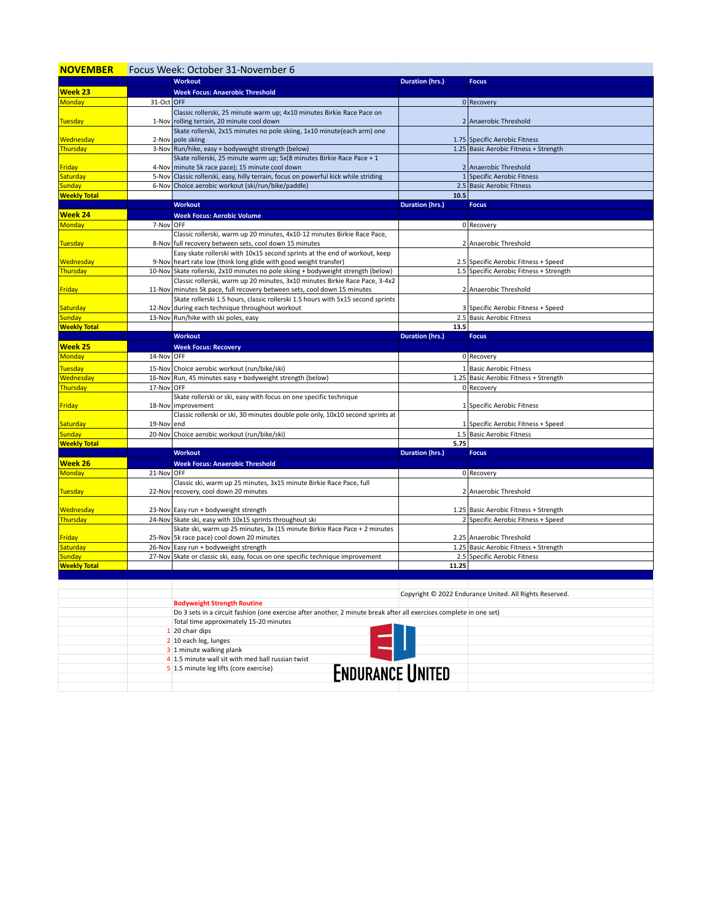# NOVEMBER

Focus Week: October 31-November 6

| | | Workout | Duration (hrs.) | Focus |
|---|---|---|---|---|
| **Week 23** | | **Week Focus: Anaerobic Threshold** | | |
| Monday | 31-Oct | OFF | 0 | Recovery |
| Tuesday | 1-Nov | Classic rollerski, 25 minute warm up; 4x10 minutes Birkie Race Pace on rolling terrain, 20 minute cool down | 2 | Anaerobic Threshold |
| Wednesday | 2-Nov | Skate rollerskis, 2x15 minutes no pole skiing, 1x10 minute(each arm) one pole skiing | 1.75 | Specific Aerobic Fitness |
| Thursday | 3-Nov | Run/hike, easy + bodyweight strength (below) | 1.25 | Basic Aerobic Fitness + Strength |
| Friday | 4-Nov | Skate rollerskis, 25 minute warm up; 5x(8 minutes Birkie Race Pace + 1 minute 5k race pace); 15 minute cool down | 2 | Anaerobic Threshold |
| Saturday | 5-Nov | Classic rollerskis, easy, hilly terrain, focus on powerful kick while striding | 1 | Specific Aerobic Fitness |
| Sunday | 6-Nov | Choice aerobic workout (ski/run/bike/paddle) | 2.5 | Basic Aerobic Fitness |
| **Weekly Total** | | | **10.5** | |
| | | **Workout** | **Duration (hrs.)** | **Focus** |
| **Week 24** | | **Week Focus: Aerobic Volume** | | |
| Monday | 7-Nov | OFF | 0 | Recovery |
| Tuesday | 8-Nov | Classic rollerski, warm up 20 minutes, 4x10-12 minutes Birkie Race Pace, full recovery between sets, cool down 15 minutes | 2 | Anaerobic Threshold |
| Wednesday | 9-Nov | Easy skate rollerskis with 10x15 second sprints at the end of workout, keep heart rate low (think long glide with good weight transfer) | 2.5 | Specific Aerobic Fitness + Speed |
| Thursday | 10-Nov | Skate rollerskis, 2x10 minutes no pole skiing + bodyweight strength (below) | 1.5 | Specific Aerobic Fitness + Strength |
| Friday | 11-Nov | Classic rollerskis, warm up 20 minutes, 3x10 minutes Birkie Race Pace, 3-4x2 minutes 5k pace, full recovery between sets, cool down 15 minutes | 2 | Anaerobic Threshold |
| Saturday | 12-Nov | Skate rollerski 1.5 hours, classic rollerski 1.5 hours with 5x15 second sprints during each technique throughout workout | 3 | Specific Aerobic Fitness + Speed |
| Sunday | 13-Nov | Run/hike with ski poles, easy | 2.5 | Basic Aerobic Fitness |
| **Weekly Total** | | | **13.5** | |
| | | **Workout** | **Duration (hrs.)** | **Focus** |
| **Week 25** | | **Week Focus: Recovery** | | |
| Monday | 14-Nov | OFF | 0 | Recovery |
| Tuesday | 15-Nov | Choice aerobic workout (run/bike/ski) | 1 | Basic Aerobic Fitness |
| Wednesday | 16-Nov | Run, 45 minutes easy + bodyweight strength (below) | 1.25 | Basic Aerobic Fitness + Strength |
| Thursday | 17-Nov | OFF | 0 | Recovery |
| Friday | 18-Nov | Skate rollerski or ski, easy with focus on one specific technique improvement | 1 | Specific Aerobic Fitness |
| Saturday | 19-Nov | Classic rollerski or ski, 30 minutes double pole only, 10x10 second sprints at end | 1 | Specific Aerobic Fitness + Speed |
| Sunday | 20-Nov | Choice aerobic workout (run/bike/ski) | 1.5 | Basic Aerobic Fitness |
| **Weekly Total** | | | **5.75** | |
| | | **Workout** | **Duration (hrs.)** | **Focus** |
| **Week 26** | | **Week Focus: Anaerobic Threshold** | | |
| Monday | 21-Nov | OFF | 0 | Recovery |
| Tuesday | 22-Nov | Classic ski, warm up 25 minutes, 3x15 minute Birkie Race Pace, full recovery, cool down 20 minutes | 2 | Anaerobic Threshold |
| Wednesday | 23-Nov | Easy run + bodyweight strength | 1.25 | Basic Aerobic Fitness + Strength |
| Thursday | 24-Nov | Skate ski, easy with 10x15 sprints throughout ski | 2 | Specific Aerobic Fitness + Speed |
| Friday | 25-Nov | Skate ski, warm up 25 minutes, 3x (15 minute Birkie Race Pace + 2 minutes 5k race pace) cool down 20 minutes | 2.25 | Anaerobic Threshold |
| Saturday | 26-Nov | Easy run + bodyweight strength | 1.25 | Basic Aerobic Fitness + Strength |
| Sunday | 27-Nov | Skate or classic ski, easy, focus on one specific technique improvement | 2.5 | Specific Aerobic Fitness |
| **Weekly Total** | | | **11.25** | |

Copyright © 2022 Endurance United. All Rights Reserved.

**Bodyweight Strength Routine**

Do 3 sets in a circuit fashion (one exercise after another, 2 minute break after all exercises complete in one set)

Total time approximately 15-20 minutes

1. 20 chair dips
2. 10 each leg, lunges
3. 1 minute walking plank
4. 1.5 minute wall sit with med ball russian twist
5. 1.5 minute leg lifts (core exercise)

ENDURANCE UNITED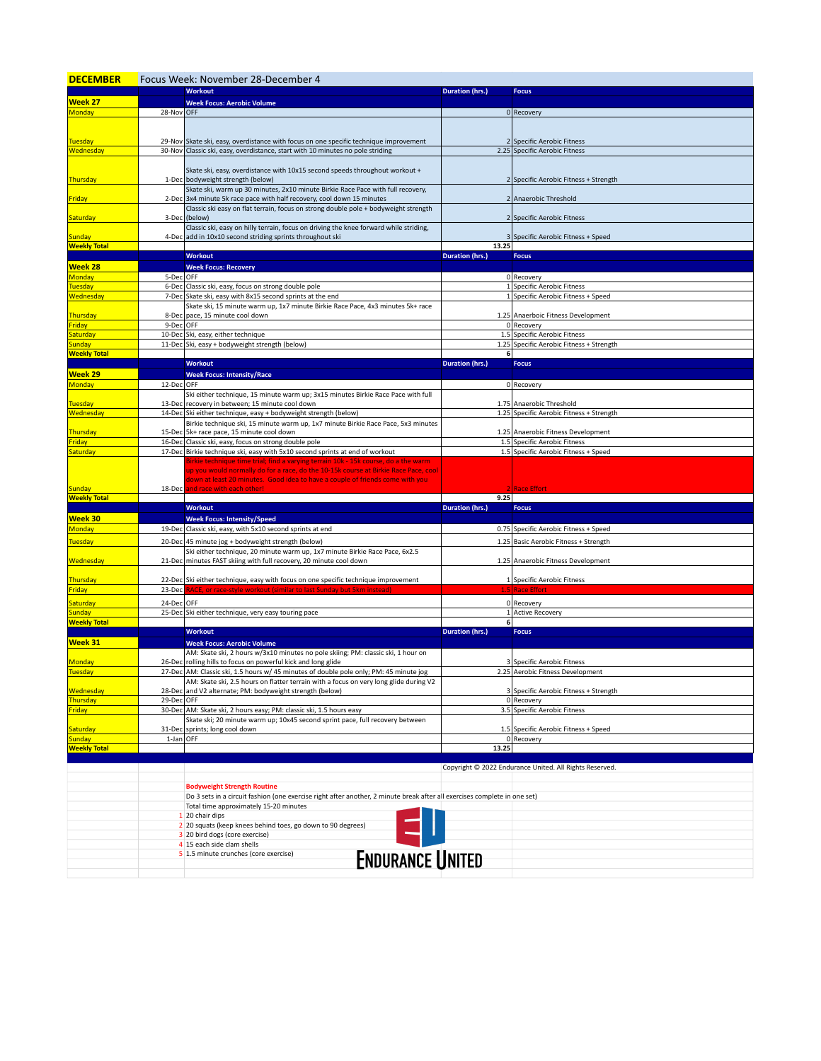## DECEMBER

Focus Week: November 28-December 4

| | | Workout | Duration (hrs.) | Focus |
|---|---|---|---|---|
| **Week 27** | | **Week Focus: Aerobic Volume** | | |
| Monday | 28-Nov | OFF | 0 | Recovery |
| Tuesday | 29-Nov | Skate ski, easy, overdistance with focus on one specific technique improvement | 2 | Specific Aerobic Fitness |
| Wednesday | 30-Nov | Classic ski, easy, overdistance, start with 10 minutes no pole striding | 2.25 | Specific Aerobic Fitness |
| Thursday | 1-Dec | Skate ski, easy, overdistance with 10x15 second speeds throughout workout + bodyweight strength (below) | 2 | Specific Aerobic Fitness + Strength |
| Friday | 2-Dec | Skate ski, warm up 30 minutes, 2x10 minute Birkie Race Pace with full recovery, 3x4 minute 5k race pace with half recovery, cool down 15 minutes | 2 | Anaerobic Threshold |
| Saturday | 3-Dec | Classic ski easy on flat terrain, focus on strong double pole + bodyweight strength (below) | 2 | Specific Aerobic Fitness |
| Sunday | 4-Dec | Classic ski, easy on hilly terrain, focus on driving the knee forward while striding, add in 10x10 second striding sprints throughout ski | 3 | Specific Aerobic Fitness + Speed |
| **Weekly Total** | | | **13.25** | |
| | | **Workout** | **Duration (hrs.)** | **Focus** |
| **Week 28** | | **Week Focus: Recovery** | | |
| Monday | 5-Dec | OFF | 0 | Recovery |
| Tuesday | 6-Dec | Classic ski, easy, focus on strong double pole | 1 | Specific Aerobic Fitness |
| Wednesday | 7-Dec | Skate ski, easy with 8x15 second sprints at the end | 1 | Specific Aerobic Fitness + Speed |
| Thursday | 8-Dec | Skate ski, 15 minute warm up, 1x7 minute Birkie Race Pace, 4x3 minutes 5k+ race pace, 15 minute cool down | 1.25 | Anaerboic Fitness Development |
| Friday | 9-Dec | OFF | 0 | Recovery |
| Saturday | 10-Dec | Ski, easy, either technique | 1.5 | Specific Aerobic Fitness |
| Sunday | 11-Dec | Ski, easy + bodyweight strength (below) | 1.25 | Specific Aerobic Fitness + Strength |
| **Weekly Total** | | | **6** | |
| | | **Workout** | **Duration (hrs.)** | **Focus** |
| **Week 29** | | **Week Focus: Intensity/Race** | | |
| Monday | 12-Dec | OFF | 0 | Recovery |
| Tuesday | 13-Dec | Ski either technique, 15 minute warm up; 3x15 minutes Birkie Race Pace with full recovery in between; 15 minute cool down | 1.75 | Anaerobic Threshold |
| Wednesday | 14-Dec | Ski either technique, easy + bodyweight strength (below) | 1.25 | Specific Aerobic Fitness + Strength |
| Thursday | 15-Dec | Birkie technique ski, 15 minute warm up, 1x7 minute Birkie Race Pace, 5x3 minutes 5k+ race pace, 15 minute cool down | 1.25 | Anaerobic Fitness Development |
| Friday | 16-Dec | Classic ski, easy, focus on strong double pole | 1.5 | Specific Aerobic Fitness |
| Saturday | 17-Dec | Birkie technique ski, easy with 5x10 second sprints at end of workout | 1.5 | Specific Aerobic Fitness + Speed |
| Sunday | 18-Dec | Birkie technique time trial; find a varying terrain 10k - 15k course, do a the warm up you would normally do for a race, do the 10-15k course at Birkie Race Pace, cool down at least 20 minutes. Good idea to have a couple of friends come with you and race with each other! | 2 | Race Effort |
| **Weekly Total** | | | **9.25** | |
| | | **Workout** | **Duration (hrs.)** | **Focus** |
| **Week 30** | | **Week Focus: Intensity/Speed** | | |
| Monday | 19-Dec | Classic ski, easy, with 5x10 second sprints at end | 0.75 | Specific Aerobic Fitness + Speed |
| Tuesday | 20-Dec | 45 minute jog + bodyweight strength (below) | 1.25 | Basic Aerobic Fitness + Strength |
| Wednesday | 21-Dec | Ski either technique, 20 minute warm up, 1x7 minute Birkie Race Pace, 6x2.5 minutes FAST skiing with full recovery, 20 minute cool down | 1.25 | Anaerobic Fitness Development |
| Thursday | 22-Dec | Ski either technique, easy with focus on one specific technique improvement | 1 | Specific Aerobic Fitness |
| Friday | 23-Dec | RACE, or race-style workout (similar to last Sunday but 5km instead) | 1.5 | Race Effort |
| Saturday | 24-Dec | OFF | 0 | Recovery |
| Sunday | 25-Dec | Ski either technique, very easy touring pace | 1 | Active Recovery |
| **Weekly Total** | | | **6** | |
| | | **Workout** | **Duration (hrs.)** | **Focus** |
| **Week 31** | | **Week Focus: Aerobic Volume** | | |
| Monday | 26-Dec | AM: Skate ski, 2 hours w/3x10 minutes no pole skiing; PM: classic ski, 1 hour on rolling hills to focus on powerful kick and long glide | 3 | Specific Aerobic Fitness |
| Tuesday | 27-Dec | AM: Classic ski, 1.5 hours w/ 45 minutes of double pole only; PM: 45 minute jog | 2.25 | Aerobic Fitness Development |
| Wednesday | 28-Dec | AM: Skate ski, 2.5 hours on flatter terrain with a focus on very long glide during V2 and V2 alternate; PM: bodyweight strength (below) | 3 | Specific Aerobic Fitness + Strength |
| Thursday | 29-Dec | OFF | 0 | Recovery |
| Friday | 30-Dec | AM: Skate ski, 2 hours easy; PM: classic ski, 1.5 hours easy | 3.5 | Specific Aerobic Fitness |
| Saturday | 31-Dec | Skate ski; 20 minute warm up; 10x45 second sprint pace, full recovery between sprints; long cool down | 1.5 | Specific Aerobic Fitness + Speed |
| Sunday | 1-Jan | OFF | 0 | Recovery |
| **Weekly Total** | | | **13.25** | |

Copyright © 2022 Endurance United. All Rights Reserved.

**Bodyweight Strength Routine**

Do 3 sets in a circuit fashion (one exercise right after another, 2 minute break after all exercises complete in one set)

Total time approximately 15-20 minutes

1. 20 chair dips
2. 20 squats (keep knees behind toes, go down to 90 degrees)
3. 20 bird dogs (core exercise)
4. 15 each side clam shells
5. 1.5 minute crunches (core exercise)

ENDURANCE UNITED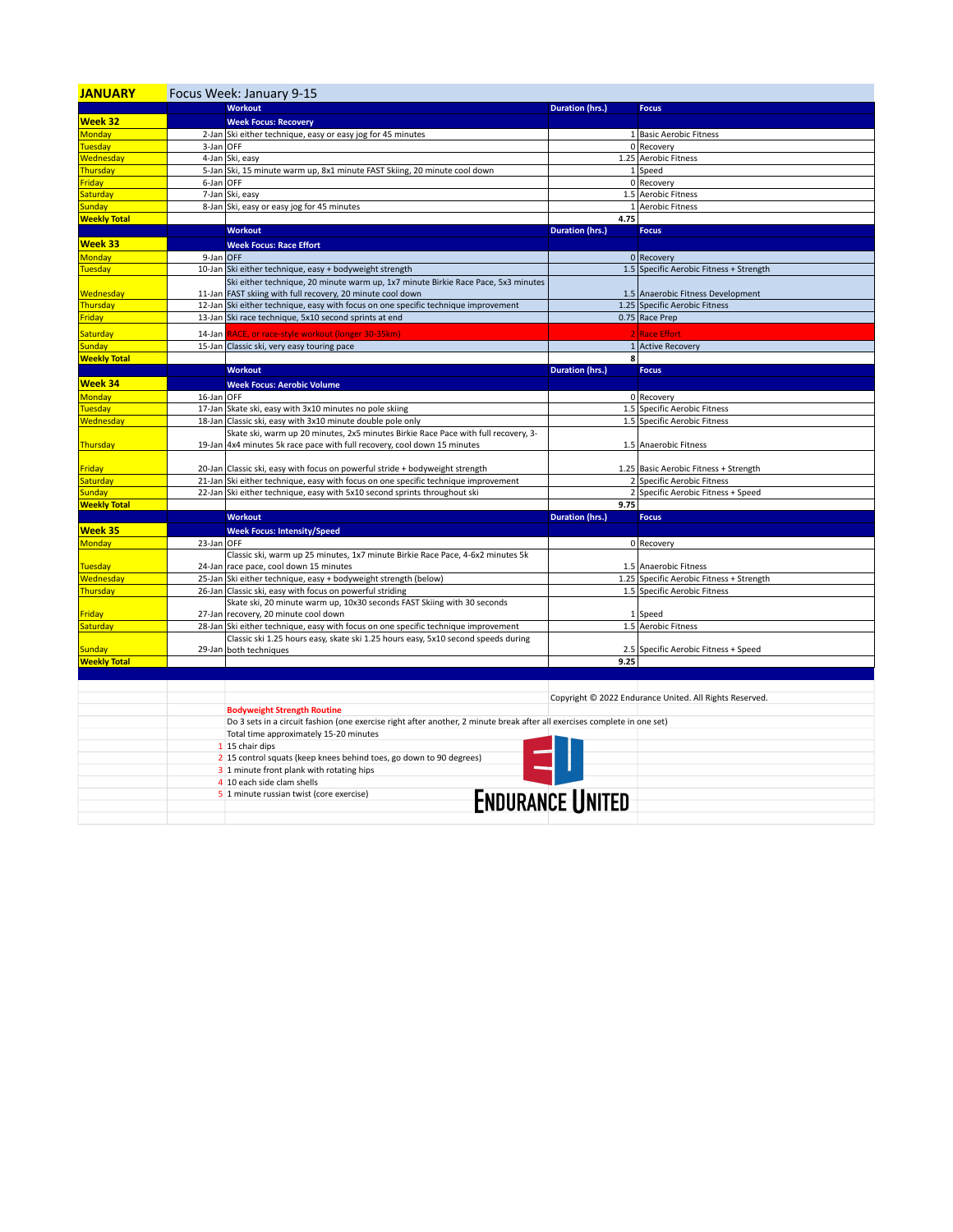# JANUARY

Focus Week: January 9-15

| | | Workout | Duration (hrs.) | Focus |
|---|---|---|---|---|
| **Week 32** | | **Week Focus: Recovery** | | |
| Monday | 2-Jan | Ski either technique, easy or easy jog for 45 minutes | 1 | Basic Aerobic Fitness |
| Tuesday | 3-Jan | OFF | 0 | Recovery |
| Wednesday | 4-Jan | Ski, easy | 1.25 | Aerobic Fitness |
| Thursday | 5-Jan | Ski, 15 minute warm up, 8x1 minute FAST Skiing, 20 minute cool down | 1 | Speed |
| Friday | 6-Jan | OFF | 0 | Recovery |
| Saturday | 7-Jan | Ski, easy | 1.5 | Aerobic Fitness |
| Sunday | 8-Jan | Ski, easy or easy jog for 45 minutes | 1 | Aerobic Fitness |
| **Weekly Total** | | | **4.75** | |
| | | **Workout** | **Duration (hrs.)** | **Focus** |
| **Week 33** | | **Week Focus: Race Effort** | | |
| Monday | 9-Jan | OFF | 0 | Recovery |
| Tuesday | 10-Jan | Ski either technique, easy + bodyweight strength | 1.5 | Specific Aerobic Fitness + Strength |
| Wednesday | 11-Jan | Ski either technique, 20 minute warm up, 1x7 minute Birkie Race Pace, 5x3 minutes FAST skiing with full recovery, 20 minute cool down | 1.5 | Anaerobic Fitness Development |
| Thursday | 12-Jan | Ski either technique, easy with focus on one specific technique improvement | 1.25 | Specific Aerobic Fitness |
| Friday | 13-Jan | Ski race technique, 5x10 second sprints at end | 0.75 | Race Prep |
| Saturday | 14-Jan | RACE, or race-style workout (longer 30-35km) | 2 | Race Effort |
| Sunday | 15-Jan | Classic ski, very easy touring pace | 1 | Active Recovery |
| **Weekly Total** | | | **8** | |
| | | **Workout** | **Duration (hrs.)** | **Focus** |
| **Week 34** | | **Week Focus: Aerobic Volume** | | |
| Monday | 16-Jan | OFF | 0 | Recovery |
| Tuesday | 17-Jan | Skate ski, easy with 3x10 minutes no pole skiing | 1.5 | Specific Aerobic Fitness |
| Wednesday | 18-Jan | Classic ski, easy with 3x10 minute double pole only | 1.5 | Specific Aerobic Fitness |
| Thursday | 19-Jan | Skate ski, warm up 20 minutes, 2x5 minutes Birkie Race Pace with full recovery, 3-4x4 minutes 5k race pace with full recovery, cool down 15 minutes | 1.5 | Anaerobic Fitness |
| Friday | 20-Jan | Classic ski, easy with focus on powerful stride + bodyweight strength | 1.25 | Basic Aerobic Fitness + Strength |
| Saturday | 21-Jan | Ski either technique, easy with focus on one specific technique improvement | 2 | Specific Aerobic Fitness |
| Sunday | 22-Jan | Ski either technique, easy with 5x10 second sprints throughout ski | 2 | Specific Aerobic Fitness + Speed |
| **Weekly Total** | | | **9.75** | |
| | | **Workout** | **Duration (hrs.)** | **Focus** |
| **Week 35** | | **Week Focus: Intensity/Speed** | | |
| Monday | 23-Jan | OFF | 0 | Recovery |
| Tuesday | 24-Jan | Classic ski, warm up 25 minutes, 1x7 minute Birkie Race Pace, 4-6x2 minutes 5k race pace, cool down 15 minutes | 1.5 | Anaerobic Fitness |
| Wednesday | 25-Jan | Ski either technique, easy + bodyweight strength (below) | 1.25 | Specific Aerobic Fitness + Strength |
| Thursday | 26-Jan | Classic ski, easy with focus on powerful striding | 1.5 | Specific Aerobic Fitness |
| Friday | 27-Jan | Skate ski, 20 minute warm up, 10x30 seconds FAST Skiing with 30 seconds recovery, 20 minute cool down | 1 | Speed |
| Saturday | 28-Jan | Ski either technique, easy with focus on one specific technique improvement | 1.5 | Aerobic Fitness |
| Sunday | 29-Jan | Classic ski 1.25 hours easy, skate ski 1.25 hours easy, 5x10 second speeds during both techniques | 2.5 | Specific Aerobic Fitness + Speed |
| **Weekly Total** | | | **9.25** | |

Copyright © 2022 Endurance United. All Rights Reserved.

**Bodyweight Strength Routine**

Do 3 sets in a circuit fashion (one exercise right after another, 2 minute break after all exercises complete in one set)

Total time approximately 15-20 minutes

1. 15 chair dips
2. 15 control squats (keep knees behind toes, go down to 90 degrees)
3. 1 minute front plank with rotating hips
4. 10 each side clam shells
5. 1 minute russian twist (core exercise)

ENDURANCE UNITED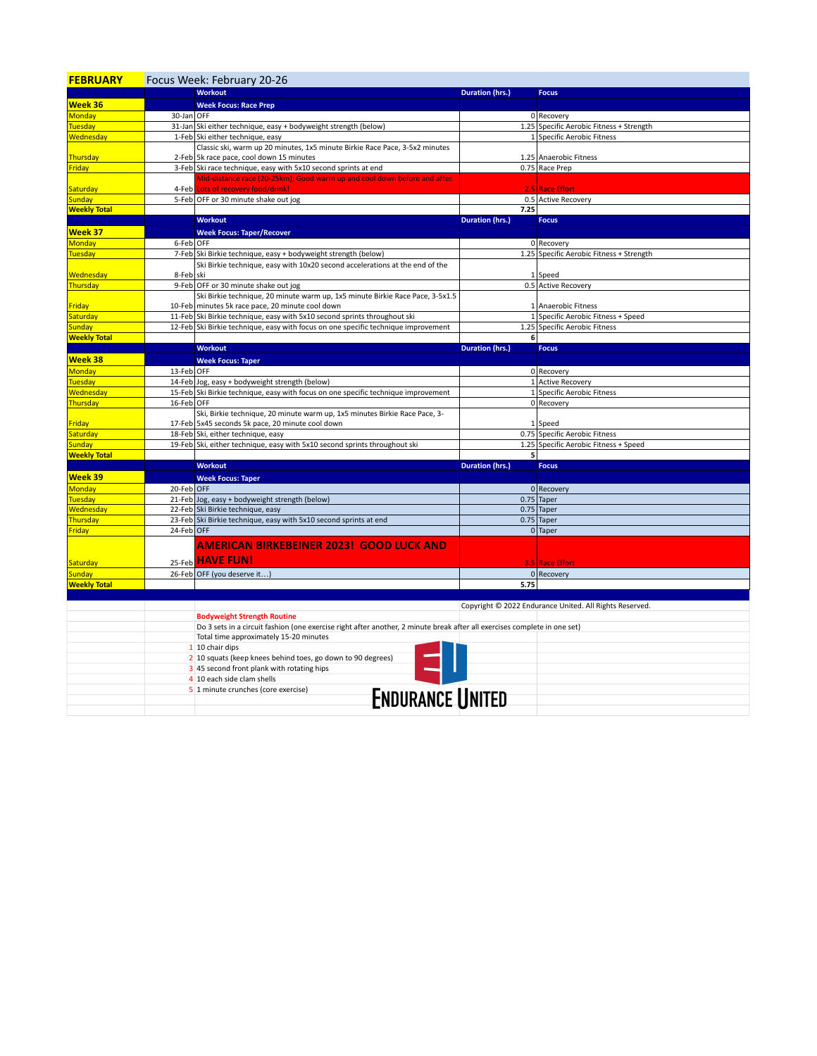# FEBRUARY

Focus Week: February 20-26

| | | Workout | Duration (hrs.) | Focus |
|---|---|---|---|---|
| **Week 36** | | **Week Focus: Race Prep** | | |
| Monday | 30-Jan | OFF | 0 | Recovery |
| Tuesday | 31-Jan | Ski either technique, easy + bodyweight strength (below) | 1.25 | Specific Aerobic Fitness + Strength |
| Wednesday | 1-Feb | Ski either technique, easy | 1 | Specific Aerobic Fitness |
| Thursday | 2-Feb | Classic ski, warm up 20 minutes, 1x5 minute Birkie Race Pace, 3-5x2 minutes 5k race pace, cool down 15 minutes | 1.25 | Anaerobic Fitness |
| Friday | 3-Feb | Ski race technique, easy with 5x10 second sprints at end | 0.75 | Race Prep |
| Saturday | 4-Feb | Mid-distance race (20-25km); Good warm up and cool down before and after. Lots of recovery food/drink! | 2.5 | Race Effort |
| Sunday | 5-Feb | OFF or 30 minute shake out jog | 0.5 | Active Recovery |
| **Weekly Total** | | | **7.25** | |
| | | **Workout** | **Duration (hrs.)** | **Focus** |
| **Week 37** | | **Week Focus: Taper/Recover** | | |
| Monday | 6-Feb | OFF | 0 | Recovery |
| Tuesday | 7-Feb | Ski Birkie technique, easy + bodyweight strength (below) | 1.25 | Specific Aerobic Fitness + Strength |
| Wednesday | 8-Feb | Ski Birkie technique, easy with 10x20 second accelerations at the end of the ski | 1 | Speed |
| Thursday | 9-Feb | OFF or 30 minute shake out jog | 0.5 | Active Recovery |
| Friday | 10-Feb | Ski Birkie technique, 20 minute warm up, 1x5 minute Birkie Race Pace, 3-5x1.5 minutes 5k race pace, 20 minute cool down | 1 | Anaerobic Fitness |
| Saturday | 11-Feb | Ski Birkie technique, easy with 5x10 second sprints throughout ski | 1 | Specific Aerobic Fitness + Speed |
| Sunday | 12-Feb | Ski Birkie technique, easy with focus on one specific technique improvement | 1.25 | Specific Aerobic Fitness |
| **Weekly Total** | | | **6** | |
| | | **Workout** | **Duration (hrs.)** | **Focus** |
| **Week 38** | | **Week Focus: Taper** | | |
| Monday | 13-Feb | OFF | 0 | Recovery |
| Tuesday | 14-Feb | Jog, easy + bodyweight strength (below) | 1 | Active Recovery |
| Wednesday | 15-Feb | Ski Birkie technique, easy with focus on one specific technique improvement | 1 | Specific Aerobic Fitness |
| Thursday | 16-Feb | OFF | 0 | Recovery |
| Friday | 17-Feb | Ski, Birkie technique, 20 minute warm up, 1x5 minutes Birkie Race Pace, 3-5x45 seconds 5k pace, 20 minute cool down | 1 | Speed |
| Saturday | 18-Feb | Ski, either technique, easy | 0.75 | Specific Aerobic Fitness |
| Sunday | 19-Feb | Ski, either technique, easy with 5x10 second sprints throughout ski | 1.25 | Specific Aerobic Fitness + Speed |
| **Weekly Total** | | | **5** | |
| | | **Workout** | **Duration (hrs.)** | **Focus** |
| **Week 39** | | **Week Focus: Taper** | | |
| Monday | 20-Feb | OFF | 0 | Recovery |
| Tuesday | 21-Feb | Jog, easy + bodyweight strength (below) | 0.75 | Taper |
| Wednesday | 22-Feb | Ski Birkie technique, easy | 0.75 | Taper |
| Thursday | 23-Feb | Ski Birkie technique, easy with 5x10 second sprints at end | 0.75 | Taper |
| Friday | 24-Feb | OFF | 0 | Taper |
| Saturday | 25-Feb | **AMERICAN BIRKEBEINER 2023! GOOD LUCK AND HAVE FUN!** | 3.5 | Race Effort |
| Sunday | 26-Feb | OFF (you deserve it…) | 0 | Recovery |
| **Weekly Total** | | | **5.75** | |

Copyright © 2022 Endurance United. All Rights Reserved.

**Bodyweight Strength Routine**

Do 3 sets in a circuit fashion (one exercise right after another, 2 minute break after all exercises complete in one set)

Total time approximately 15-20 minutes

1. 10 chair dips
2. 10 squats (keep knees behind toes, go down to 90 degrees)
3. 45 second front plank with rotating hips
4. 10 each side clam shells
5. 1 minute crunches (core exercise)

ENDURANCE UNITED